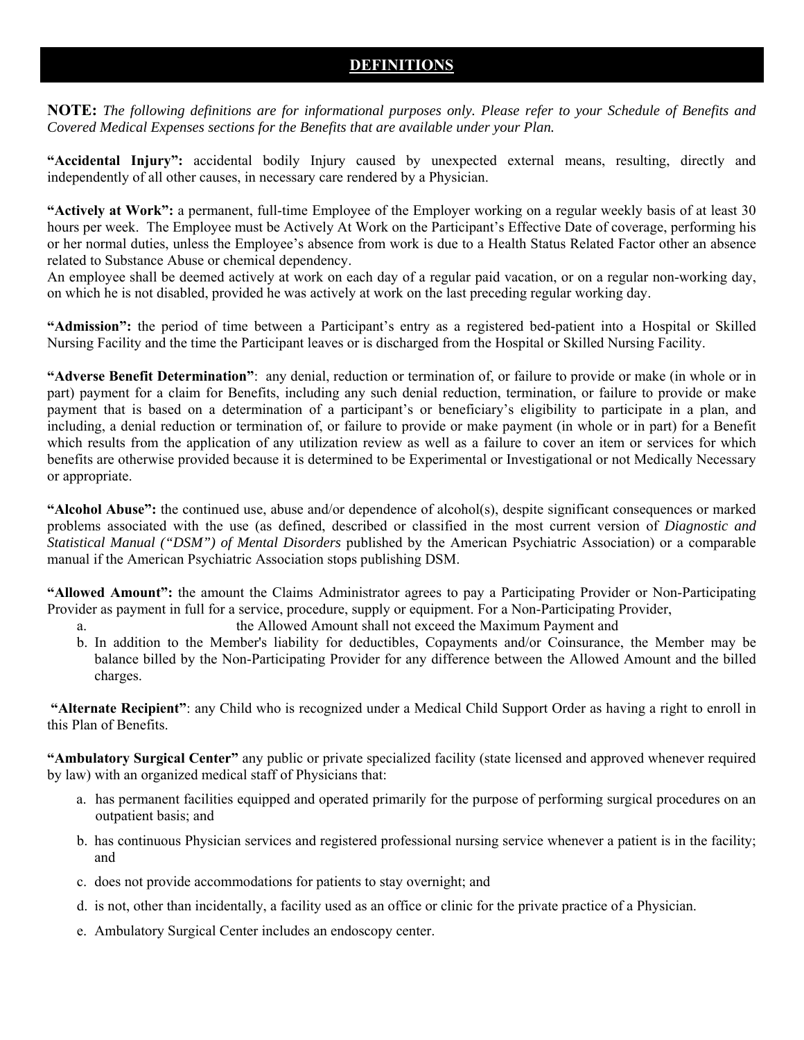# DEFINITIONS

**NOTE:** *The following definitions are for informational purposes only. Please refer to your Schedule of Benefits and Covered Medical Expenses sections for the Benefits that are available under your Plan.*

**"Accidental Injury":** accidental bodily Injury caused by unexpected external means, resulting, directly and independently of all other causes, in necessary care rendered by a Physician.

**"Actively at Work":** a permanent, full-time Employee of the Employer working on a regular weekly basis of at least 30 hours per week. The Employee must be Actively At Work on the Participant's Effective Date of coverage, performing his or her normal duties, unless the Employee's absence from work is due to a Health Status Related Factor other an absence related to Substance Abuse or chemical dependency.
An employee shall be deemed actively at work on each day of a regular paid vacation, or on a regular non-working day, on which he is not disabled, provided he was actively at work on the last preceding regular working day.

**"Admission":** the period of time between a Participant's entry as a registered bed-patient into a Hospital or Skilled Nursing Facility and the time the Participant leaves or is discharged from the Hospital or Skilled Nursing Facility.

**"Adverse Benefit Determination"**: any denial, reduction or termination of, or failure to provide or make (in whole or in part) payment for a claim for Benefits, including any such denial reduction, termination, or failure to provide or make payment that is based on a determination of a participant's or beneficiary's eligibility to participate in a plan, and including, a denial reduction or termination of, or failure to provide or make payment (in whole or in part) for a Benefit which results from the application of any utilization review as well as a failure to cover an item or services for which benefits are otherwise provided because it is determined to be Experimental or Investigational or not Medically Necessary or appropriate.

**"Alcohol Abuse":** the continued use, abuse and/or dependence of alcohol(s), despite significant consequences or marked problems associated with the use (as defined, described or classified in the most current version of *Diagnostic and Statistical Manual ("DSM") of Mental Disorders* published by the American Psychiatric Association) or a comparable manual if the American Psychiatric Association stops publishing DSM.

**"Allowed Amount":** the amount the Claims Administrator agrees to pay a Participating Provider or Non-Participating Provider as payment in full for a service, procedure, supply or equipment. For a Non-Participating Provider,

a. the Allowed Amount shall not exceed the Maximum Payment and
b. In addition to the Member's liability for deductibles, Copayments and/or Coinsurance, the Member may be balance billed by the Non-Participating Provider for any difference between the Allowed Amount and the billed charges.

**"Alternate Recipient"**: any Child who is recognized under a Medical Child Support Order as having a right to enroll in this Plan of Benefits.

**"Ambulatory Surgical Center"** any public or private specialized facility (state licensed and approved whenever required by law) with an organized medical staff of Physicians that:

a. has permanent facilities equipped and operated primarily for the purpose of performing surgical procedures on an outpatient basis; and
b. has continuous Physician services and registered professional nursing service whenever a patient is in the facility; and
c. does not provide accommodations for patients to stay overnight; and
d. is not, other than incidentally, a facility used as an office or clinic for the private practice of a Physician.
e. Ambulatory Surgical Center includes an endoscopy center.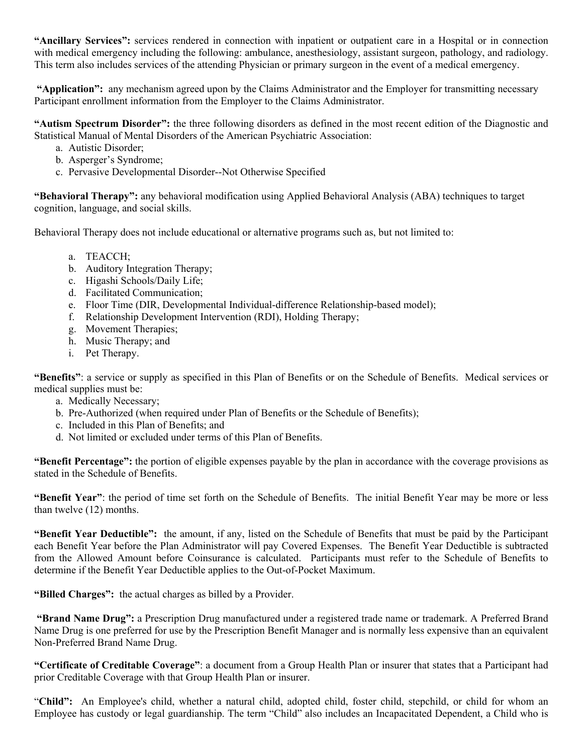**"Ancillary Services":** services rendered in connection with inpatient or outpatient care in a Hospital or in connection with medical emergency including the following: ambulance, anesthesiology, assistant surgeon, pathology, and radiology. This term also includes services of the attending Physician or primary surgeon in the event of a medical emergency.

**"Application":** any mechanism agreed upon by the Claims Administrator and the Employer for transmitting necessary Participant enrollment information from the Employer to the Claims Administrator.

**"Autism Spectrum Disorder":** the three following disorders as defined in the most recent edition of the Diagnostic and Statistical Manual of Mental Disorders of the American Psychiatric Association:

a. Autistic Disorder;
b. Asperger's Syndrome;
c. Pervasive Developmental Disorder--Not Otherwise Specified

**"Behavioral Therapy":** any behavioral modification using Applied Behavioral Analysis (ABA) techniques to target cognition, language, and social skills.

Behavioral Therapy does not include educational or alternative programs such as, but not limited to:

a. TEACCH;
b. Auditory Integration Therapy;
c. Higashi Schools/Daily Life;
d. Facilitated Communication;
e. Floor Time (DIR, Developmental Individual-difference Relationship-based model);
f. Relationship Development Intervention (RDI), Holding Therapy;
g. Movement Therapies;
h. Music Therapy; and
i. Pet Therapy.

**"Benefits"**: a service or supply as specified in this Plan of Benefits or on the Schedule of Benefits. Medical services or medical supplies must be:

a. Medically Necessary;
b. Pre-Authorized (when required under Plan of Benefits or the Schedule of Benefits);
c. Included in this Plan of Benefits; and
d. Not limited or excluded under terms of this Plan of Benefits.

**"Benefit Percentage":** the portion of eligible expenses payable by the plan in accordance with the coverage provisions as stated in the Schedule of Benefits.

**"Benefit Year"**: the period of time set forth on the Schedule of Benefits. The initial Benefit Year may be more or less than twelve (12) months.

**"Benefit Year Deductible":** the amount, if any, listed on the Schedule of Benefits that must be paid by the Participant each Benefit Year before the Plan Administrator will pay Covered Expenses. The Benefit Year Deductible is subtracted from the Allowed Amount before Coinsurance is calculated. Participants must refer to the Schedule of Benefits to determine if the Benefit Year Deductible applies to the Out-of-Pocket Maximum.

**"Billed Charges":** the actual charges as billed by a Provider.

**"Brand Name Drug":** a Prescription Drug manufactured under a registered trade name or trademark. A Preferred Brand Name Drug is one preferred for use by the Prescription Benefit Manager and is normally less expensive than an equivalent Non-Preferred Brand Name Drug.

**"Certificate of Creditable Coverage"**: a document from a Group Health Plan or insurer that states that a Participant had prior Creditable Coverage with that Group Health Plan or insurer.

"**Child":** An Employee's child, whether a natural child, adopted child, foster child, stepchild, or child for whom an Employee has custody or legal guardianship. The term "Child" also includes an Incapacitated Dependent, a Child who is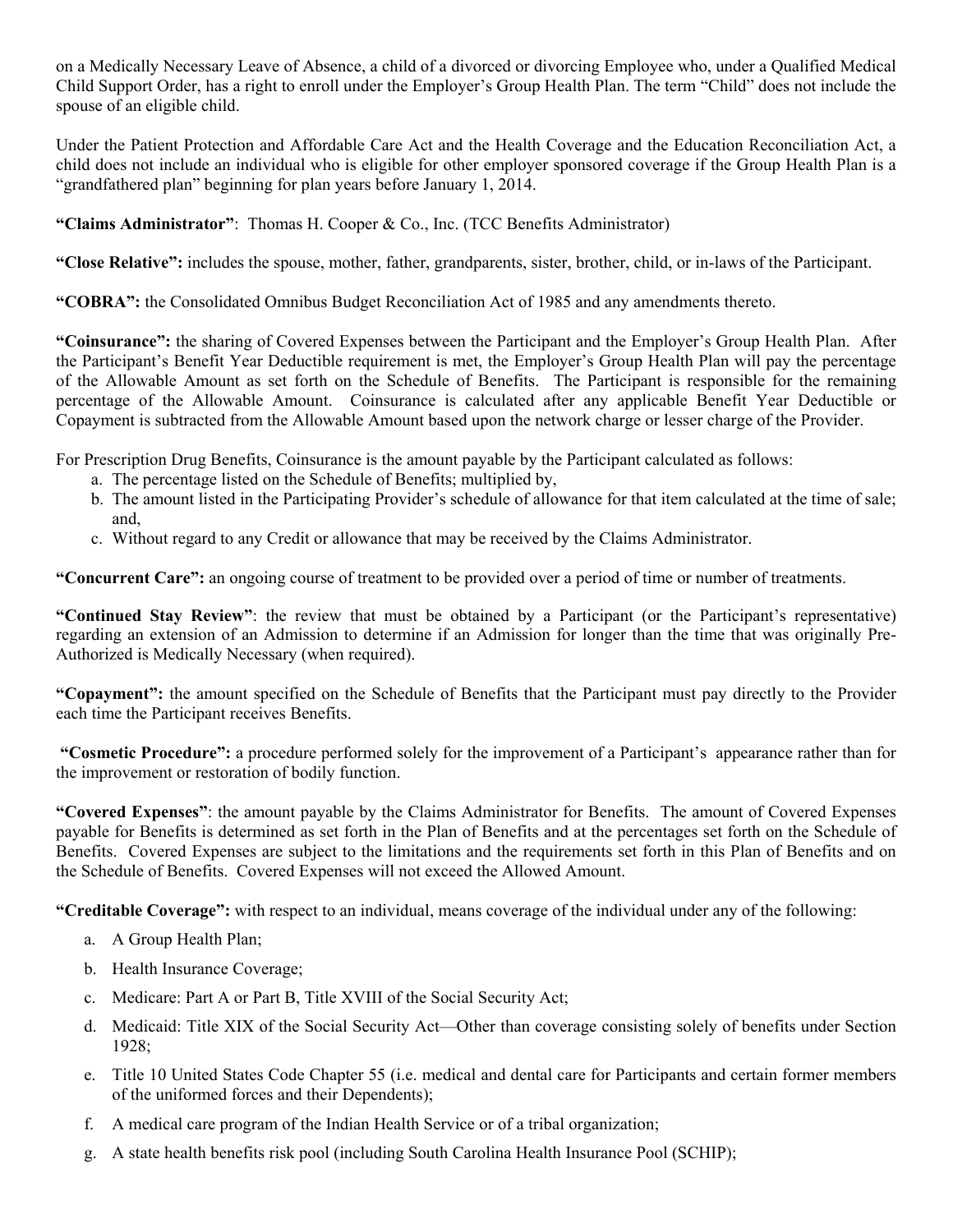on a Medically Necessary Leave of Absence, a child of a divorced or divorcing Employee who, under a Qualified Medical Child Support Order, has a right to enroll under the Employer's Group Health Plan. The term "Child" does not include the spouse of an eligible child.

Under the Patient Protection and Affordable Care Act and the Health Coverage and the Education Reconciliation Act, a child does not include an individual who is eligible for other employer sponsored coverage if the Group Health Plan is a "grandfathered plan" beginning for plan years before January 1, 2014.

**"Claims Administrator"**: Thomas H. Cooper & Co., Inc. (TCC Benefits Administrator)

**"Close Relative":** includes the spouse, mother, father, grandparents, sister, brother, child, or in-laws of the Participant.

**"COBRA":** the Consolidated Omnibus Budget Reconciliation Act of 1985 and any amendments thereto.

**"Coinsurance":** the sharing of Covered Expenses between the Participant and the Employer's Group Health Plan. After the Participant's Benefit Year Deductible requirement is met, the Employer's Group Health Plan will pay the percentage of the Allowable Amount as set forth on the Schedule of Benefits. The Participant is responsible for the remaining percentage of the Allowable Amount. Coinsurance is calculated after any applicable Benefit Year Deductible or Copayment is subtracted from the Allowable Amount based upon the network charge or lesser charge of the Provider.

For Prescription Drug Benefits, Coinsurance is the amount payable by the Participant calculated as follows:

a. The percentage listed on the Schedule of Benefits; multiplied by,
b. The amount listed in the Participating Provider's schedule of allowance for that item calculated at the time of sale; and,
c. Without regard to any Credit or allowance that may be received by the Claims Administrator.

**"Concurrent Care":** an ongoing course of treatment to be provided over a period of time or number of treatments.

**"Continued Stay Review"**: the review that must be obtained by a Participant (or the Participant's representative) regarding an extension of an Admission to determine if an Admission for longer than the time that was originally Pre-Authorized is Medically Necessary (when required).

**"Copayment":** the amount specified on the Schedule of Benefits that the Participant must pay directly to the Provider each time the Participant receives Benefits.

**"Cosmetic Procedure":** a procedure performed solely for the improvement of a Participant's appearance rather than for the improvement or restoration of bodily function.

**"Covered Expenses"**: the amount payable by the Claims Administrator for Benefits. The amount of Covered Expenses payable for Benefits is determined as set forth in the Plan of Benefits and at the percentages set forth on the Schedule of Benefits. Covered Expenses are subject to the limitations and the requirements set forth in this Plan of Benefits and on the Schedule of Benefits. Covered Expenses will not exceed the Allowed Amount.

**"Creditable Coverage":** with respect to an individual, means coverage of the individual under any of the following:

a. A Group Health Plan;
b. Health Insurance Coverage;
c. Medicare: Part A or Part B, Title XVIII of the Social Security Act;
d. Medicaid: Title XIX of the Social Security Act—Other than coverage consisting solely of benefits under Section 1928;
e. Title 10 United States Code Chapter 55 (i.e. medical and dental care for Participants and certain former members of the uniformed forces and their Dependents);
f. A medical care program of the Indian Health Service or of a tribal organization;
g. A state health benefits risk pool (including South Carolina Health Insurance Pool (SCHIP);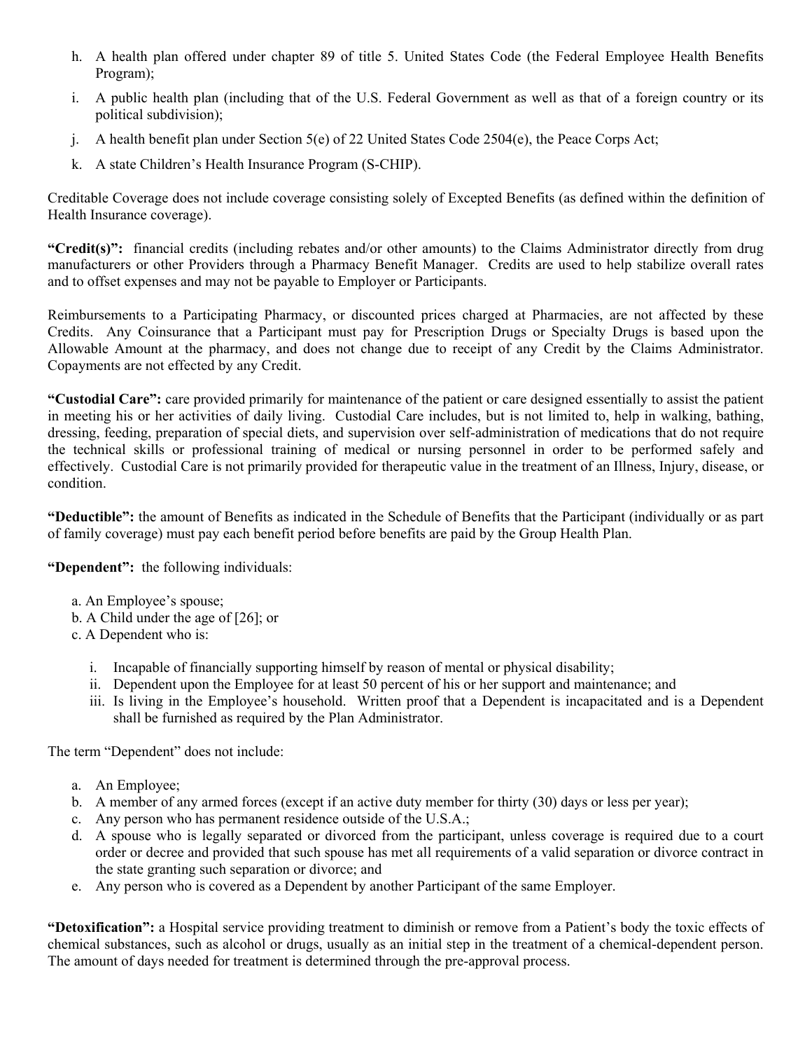h. A health plan offered under chapter 89 of title 5. United States Code (the Federal Employee Health Benefits Program);
i. A public health plan (including that of the U.S. Federal Government as well as that of a foreign country or its political subdivision);
j. A health benefit plan under Section 5(e) of 22 United States Code 2504(e), the Peace Corps Act;
k. A state Children's Health Insurance Program (S-CHIP).

Creditable Coverage does not include coverage consisting solely of Excepted Benefits (as defined within the definition of Health Insurance coverage).

**"Credit(s)":** financial credits (including rebates and/or other amounts) to the Claims Administrator directly from drug manufacturers or other Providers through a Pharmacy Benefit Manager. Credits are used to help stabilize overall rates and to offset expenses and may not be payable to Employer or Participants.

Reimbursements to a Participating Pharmacy, or discounted prices charged at Pharmacies, are not affected by these Credits. Any Coinsurance that a Participant must pay for Prescription Drugs or Specialty Drugs is based upon the Allowable Amount at the pharmacy, and does not change due to receipt of any Credit by the Claims Administrator. Copayments are not effected by any Credit.

**"Custodial Care":** care provided primarily for maintenance of the patient or care designed essentially to assist the patient in meeting his or her activities of daily living. Custodial Care includes, but is not limited to, help in walking, bathing, dressing, feeding, preparation of special diets, and supervision over self-administration of medications that do not require the technical skills or professional training of medical or nursing personnel in order to be performed safely and effectively. Custodial Care is not primarily provided for therapeutic value in the treatment of an Illness, Injury, disease, or condition.

**"Deductible":** the amount of Benefits as indicated in the Schedule of Benefits that the Participant (individually or as part of family coverage) must pay each benefit period before benefits are paid by the Group Health Plan.

**"Dependent":** the following individuals:

a. An Employee's spouse;
b. A Child under the age of [26]; or
c. A Dependent who is:
   i. Incapable of financially supporting himself by reason of mental or physical disability;
   ii. Dependent upon the Employee for at least 50 percent of his or her support and maintenance; and
   iii. Is living in the Employee's household. Written proof that a Dependent is incapacitated and is a Dependent shall be furnished as required by the Plan Administrator.

The term "Dependent" does not include:

a. An Employee;
b. A member of any armed forces (except if an active duty member for thirty (30) days or less per year);
c. Any person who has permanent residence outside of the U.S.A.;
d. A spouse who is legally separated or divorced from the participant, unless coverage is required due to a court order or decree and provided that such spouse has met all requirements of a valid separation or divorce contract in the state granting such separation or divorce; and
e. Any person who is covered as a Dependent by another Participant of the same Employer.

**"Detoxification":** a Hospital service providing treatment to diminish or remove from a Patient's body the toxic effects of chemical substances, such as alcohol or drugs, usually as an initial step in the treatment of a chemical-dependent person. The amount of days needed for treatment is determined through the pre-approval process.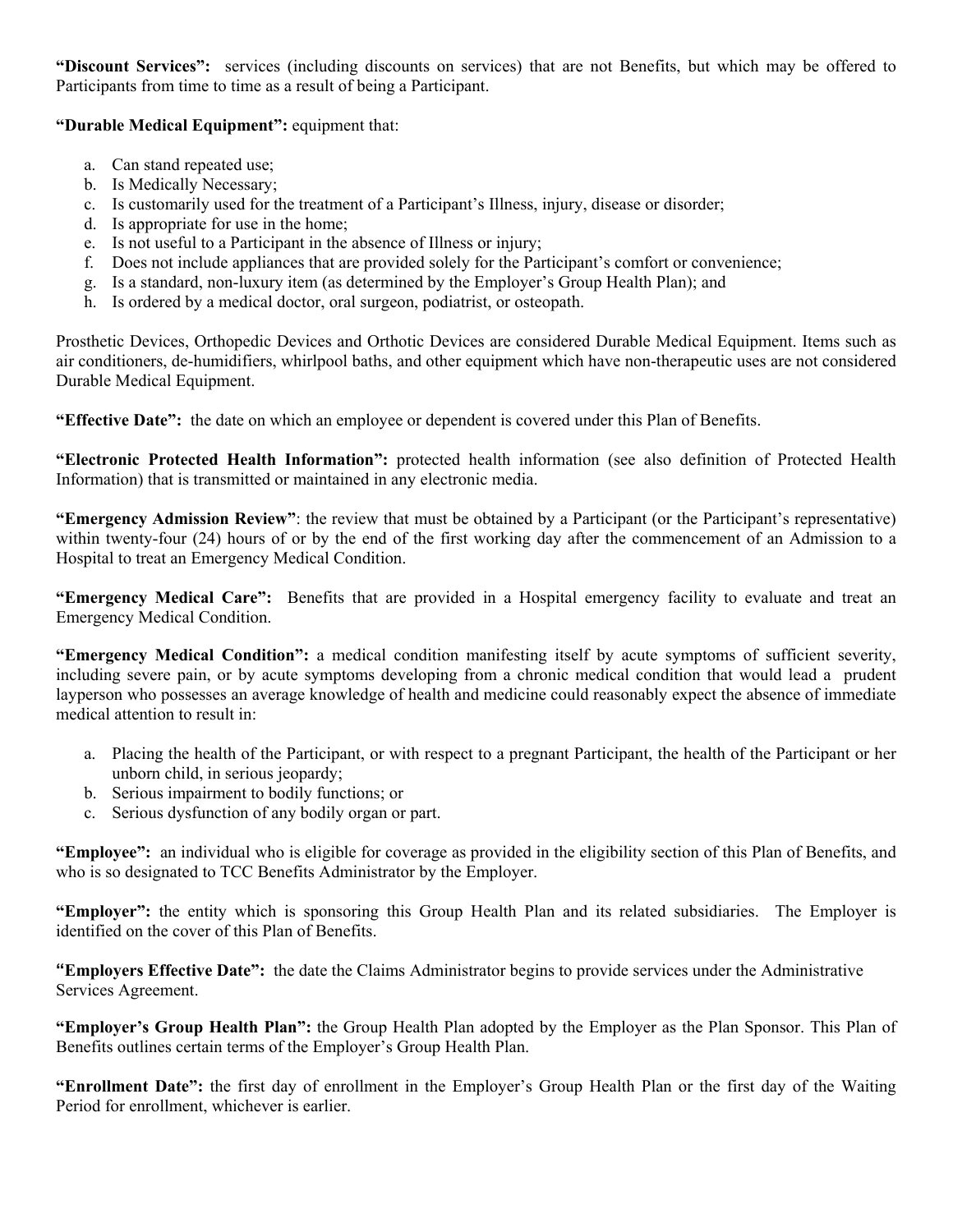**"Discount Services":** services (including discounts on services) that are not Benefits, but which may be offered to Participants from time to time as a result of being a Participant.

**"Durable Medical Equipment":** equipment that:

a. Can stand repeated use;
b. Is Medically Necessary;
c. Is customarily used for the treatment of a Participant's Illness, injury, disease or disorder;
d. Is appropriate for use in the home;
e. Is not useful to a Participant in the absence of Illness or injury;
f. Does not include appliances that are provided solely for the Participant's comfort or convenience;
g. Is a standard, non-luxury item (as determined by the Employer's Group Health Plan); and
h. Is ordered by a medical doctor, oral surgeon, podiatrist, or osteopath.

Prosthetic Devices, Orthopedic Devices and Orthotic Devices are considered Durable Medical Equipment. Items such as air conditioners, de-humidifiers, whirlpool baths, and other equipment which have non-therapeutic uses are not considered Durable Medical Equipment.

**"Effective Date":** the date on which an employee or dependent is covered under this Plan of Benefits.

**"Electronic Protected Health Information":** protected health information (see also definition of Protected Health Information) that is transmitted or maintained in any electronic media.

**"Emergency Admission Review"**: the review that must be obtained by a Participant (or the Participant's representative) within twenty-four (24) hours of or by the end of the first working day after the commencement of an Admission to a Hospital to treat an Emergency Medical Condition.

**"Emergency Medical Care":** Benefits that are provided in a Hospital emergency facility to evaluate and treat an Emergency Medical Condition.

**"Emergency Medical Condition":** a medical condition manifesting itself by acute symptoms of sufficient severity, including severe pain, or by acute symptoms developing from a chronic medical condition that would lead a prudent layperson who possesses an average knowledge of health and medicine could reasonably expect the absence of immediate medical attention to result in:

a. Placing the health of the Participant, or with respect to a pregnant Participant, the health of the Participant or her unborn child, in serious jeopardy;
b. Serious impairment to bodily functions; or
c. Serious dysfunction of any bodily organ or part.

**"Employee":** an individual who is eligible for coverage as provided in the eligibility section of this Plan of Benefits, and who is so designated to TCC Benefits Administrator by the Employer.

**"Employer":** the entity which is sponsoring this Group Health Plan and its related subsidiaries. The Employer is identified on the cover of this Plan of Benefits.

**"Employers Effective Date":** the date the Claims Administrator begins to provide services under the Administrative Services Agreement.

**"Employer's Group Health Plan":** the Group Health Plan adopted by the Employer as the Plan Sponsor. This Plan of Benefits outlines certain terms of the Employer's Group Health Plan.

**"Enrollment Date":** the first day of enrollment in the Employer's Group Health Plan or the first day of the Waiting Period for enrollment, whichever is earlier.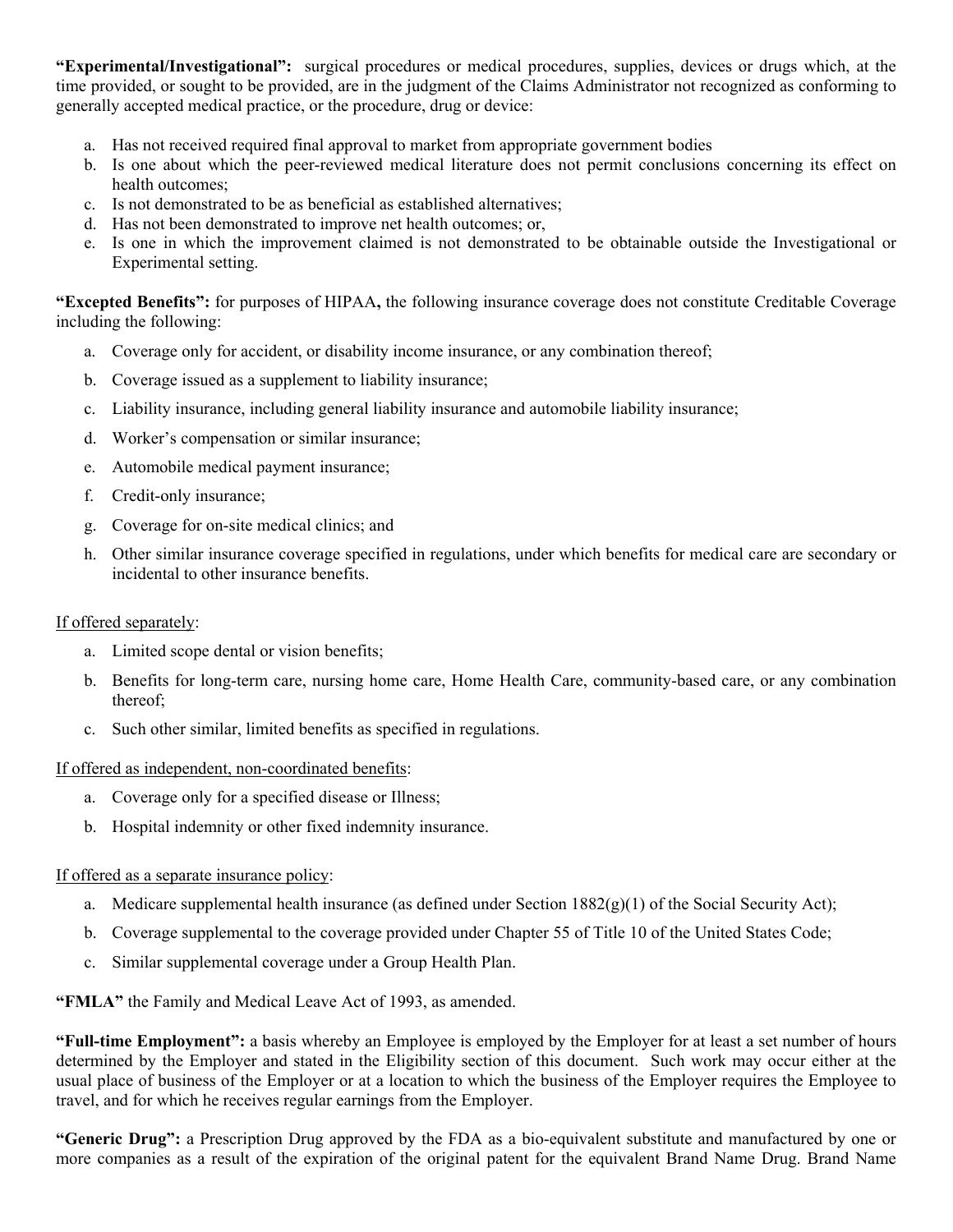**"Experimental/Investigational":** surgical procedures or medical procedures, supplies, devices or drugs which, at the time provided, or sought to be provided, are in the judgment of the Claims Administrator not recognized as conforming to generally accepted medical practice, or the procedure, drug or device:

a. Has not received required final approval to market from appropriate government bodies
b. Is one about which the peer-reviewed medical literature does not permit conclusions concerning its effect on health outcomes;
c. Is not demonstrated to be as beneficial as established alternatives;
d. Has not been demonstrated to improve net health outcomes; or,
e. Is one in which the improvement claimed is not demonstrated to be obtainable outside the Investigational or Experimental setting.

**"Excepted Benefits":** for purposes of HIPAA**,** the following insurance coverage does not constitute Creditable Coverage including the following:

a. Coverage only for accident, or disability income insurance, or any combination thereof;
b. Coverage issued as a supplement to liability insurance;
c. Liability insurance, including general liability insurance and automobile liability insurance;
d. Worker's compensation or similar insurance;
e. Automobile medical payment insurance;
f. Credit-only insurance;
g. Coverage for on-site medical clinics; and
h. Other similar insurance coverage specified in regulations, under which benefits for medical care are secondary or incidental to other insurance benefits.

<u>If offered separately</u>:

a. Limited scope dental or vision benefits;
b. Benefits for long-term care, nursing home care, Home Health Care, community-based care, or any combination thereof;
c. Such other similar, limited benefits as specified in regulations.

<u>If offered as independent, non-coordinated benefits</u>:

a. Coverage only for a specified disease or Illness;
b. Hospital indemnity or other fixed indemnity insurance.

<u>If offered as a separate insurance policy</u>:

a. Medicare supplemental health insurance (as defined under Section 1882(g)(1) of the Social Security Act);
b. Coverage supplemental to the coverage provided under Chapter 55 of Title 10 of the United States Code;
c. Similar supplemental coverage under a Group Health Plan.

**"FMLA"** the Family and Medical Leave Act of 1993, as amended.

**"Full-time Employment":** a basis whereby an Employee is employed by the Employer for at least a set number of hours determined by the Employer and stated in the Eligibility section of this document. Such work may occur either at the usual place of business of the Employer or at a location to which the business of the Employer requires the Employee to travel, and for which he receives regular earnings from the Employer.

**"Generic Drug":** a Prescription Drug approved by the FDA as a bio-equivalent substitute and manufactured by one or more companies as a result of the expiration of the original patent for the equivalent Brand Name Drug. Brand Name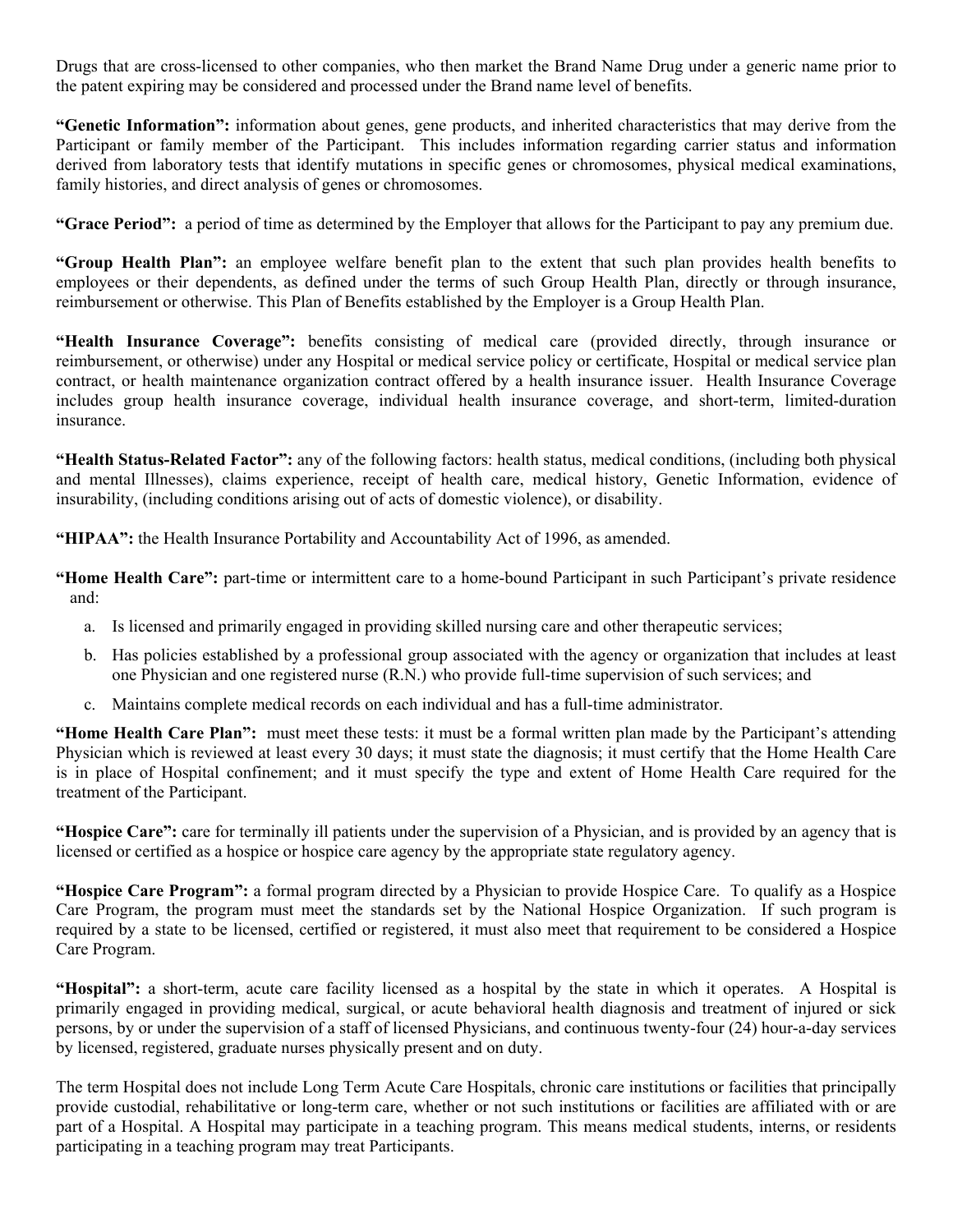Drugs that are cross-licensed to other companies, who then market the Brand Name Drug under a generic name prior to the patent expiring may be considered and processed under the Brand name level of benefits.

**"Genetic Information":** information about genes, gene products, and inherited characteristics that may derive from the Participant or family member of the Participant. This includes information regarding carrier status and information derived from laboratory tests that identify mutations in specific genes or chromosomes, physical medical examinations, family histories, and direct analysis of genes or chromosomes.

**"Grace Period":** a period of time as determined by the Employer that allows for the Participant to pay any premium due.

**"Group Health Plan":** an employee welfare benefit plan to the extent that such plan provides health benefits to employees or their dependents, as defined under the terms of such Group Health Plan, directly or through insurance, reimbursement or otherwise. This Plan of Benefits established by the Employer is a Group Health Plan.

**"Health Insurance Coverage":** benefits consisting of medical care (provided directly, through insurance or reimbursement, or otherwise) under any Hospital or medical service policy or certificate, Hospital or medical service plan contract, or health maintenance organization contract offered by a health insurance issuer. Health Insurance Coverage includes group health insurance coverage, individual health insurance coverage, and short-term, limited-duration insurance.

**"Health Status-Related Factor":** any of the following factors: health status, medical conditions, (including both physical and mental Illnesses), claims experience, receipt of health care, medical history, Genetic Information, evidence of insurability, (including conditions arising out of acts of domestic violence), or disability.

**"HIPAA":** the Health Insurance Portability and Accountability Act of 1996, as amended.

**"Home Health Care":** part-time or intermittent care to a home-bound Participant in such Participant's private residence and:

a. Is licensed and primarily engaged in providing skilled nursing care and other therapeutic services;
b. Has policies established by a professional group associated with the agency or organization that includes at least one Physician and one registered nurse (R.N.) who provide full-time supervision of such services; and
c. Maintains complete medical records on each individual and has a full-time administrator.

**"Home Health Care Plan":** must meet these tests: it must be a formal written plan made by the Participant's attending Physician which is reviewed at least every 30 days; it must state the diagnosis; it must certify that the Home Health Care is in place of Hospital confinement; and it must specify the type and extent of Home Health Care required for the treatment of the Participant.

**"Hospice Care":** care for terminally ill patients under the supervision of a Physician, and is provided by an agency that is licensed or certified as a hospice or hospice care agency by the appropriate state regulatory agency.

**"Hospice Care Program":** a formal program directed by a Physician to provide Hospice Care. To qualify as a Hospice Care Program, the program must meet the standards set by the National Hospice Organization. If such program is required by a state to be licensed, certified or registered, it must also meet that requirement to be considered a Hospice Care Program.

**"Hospital":** a short-term, acute care facility licensed as a hospital by the state in which it operates. A Hospital is primarily engaged in providing medical, surgical, or acute behavioral health diagnosis and treatment of injured or sick persons, by or under the supervision of a staff of licensed Physicians, and continuous twenty-four (24) hour-a-day services by licensed, registered, graduate nurses physically present and on duty.

The term Hospital does not include Long Term Acute Care Hospitals, chronic care institutions or facilities that principally provide custodial, rehabilitative or long-term care, whether or not such institutions or facilities are affiliated with or are part of a Hospital. A Hospital may participate in a teaching program. This means medical students, interns, or residents participating in a teaching program may treat Participants.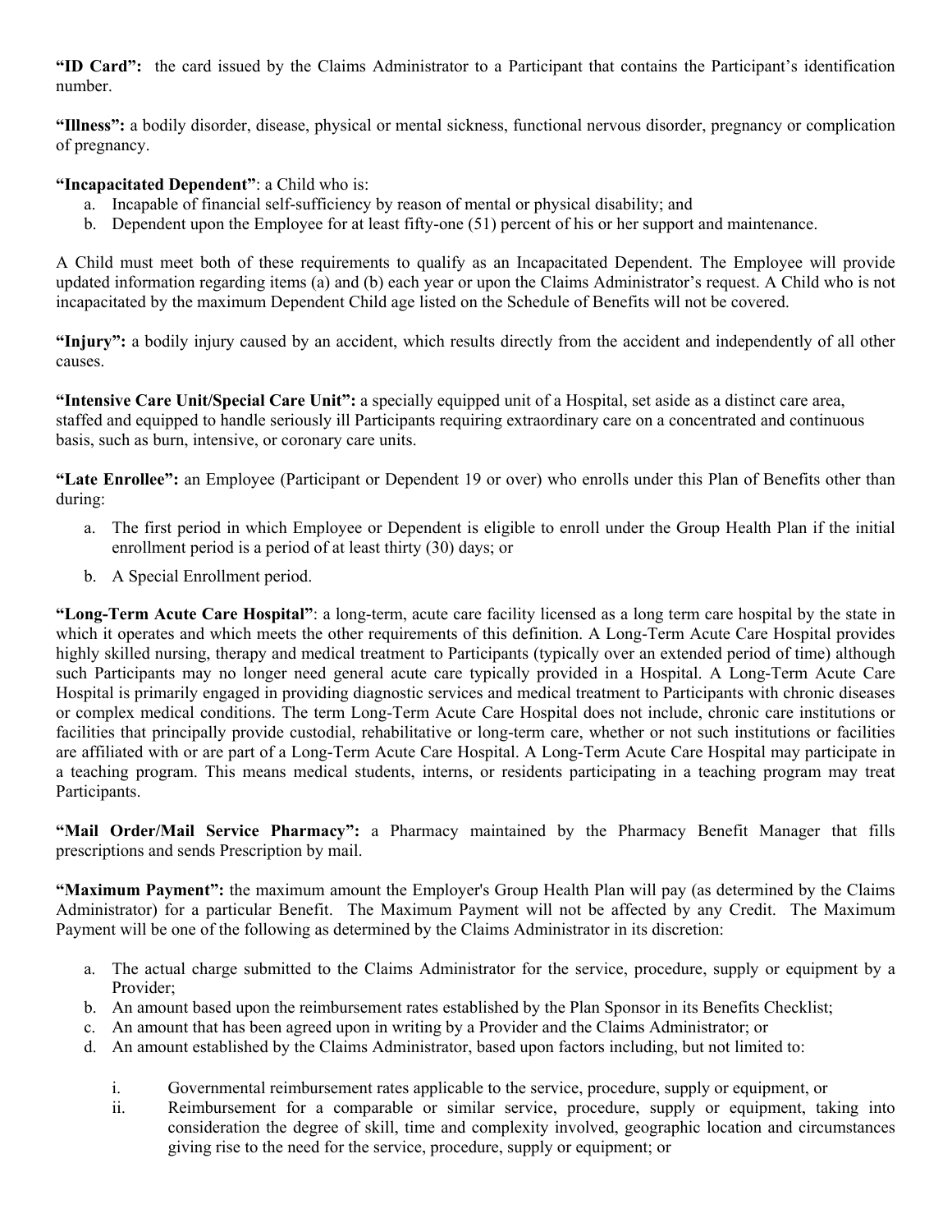**"ID Card":** the card issued by the Claims Administrator to a Participant that contains the Participant's identification number.

**"Illness":** a bodily disorder, disease, physical or mental sickness, functional nervous disorder, pregnancy or complication of pregnancy.

**"Incapacitated Dependent"**: a Child who is:

a. Incapable of financial self-sufficiency by reason of mental or physical disability; and
b. Dependent upon the Employee for at least fifty-one (51) percent of his or her support and maintenance.

A Child must meet both of these requirements to qualify as an Incapacitated Dependent. The Employee will provide updated information regarding items (a) and (b) each year or upon the Claims Administrator's request. A Child who is not incapacitated by the maximum Dependent Child age listed on the Schedule of Benefits will not be covered.

**"Injury":** a bodily injury caused by an accident, which results directly from the accident and independently of all other causes.

**"Intensive Care Unit/Special Care Unit":** a specially equipped unit of a Hospital, set aside as a distinct care area, staffed and equipped to handle seriously ill Participants requiring extraordinary care on a concentrated and continuous basis, such as burn, intensive, or coronary care units.

**"Late Enrollee":** an Employee (Participant or Dependent 19 or over) who enrolls under this Plan of Benefits other than during:

a. The first period in which Employee or Dependent is eligible to enroll under the Group Health Plan if the initial enrollment period is a period of at least thirty (30) days; or

b. A Special Enrollment period.

**"Long-Term Acute Care Hospital"**: a long-term, acute care facility licensed as a long term care hospital by the state in which it operates and which meets the other requirements of this definition. A Long-Term Acute Care Hospital provides highly skilled nursing, therapy and medical treatment to Participants (typically over an extended period of time) although such Participants may no longer need general acute care typically provided in a Hospital. A Long-Term Acute Care Hospital is primarily engaged in providing diagnostic services and medical treatment to Participants with chronic diseases or complex medical conditions. The term Long-Term Acute Care Hospital does not include, chronic care institutions or facilities that principally provide custodial, rehabilitative or long-term care, whether or not such institutions or facilities are affiliated with or are part of a Long-Term Acute Care Hospital. A Long-Term Acute Care Hospital may participate in a teaching program. This means medical students, interns, or residents participating in a teaching program may treat Participants.

**"Mail Order/Mail Service Pharmacy":** a Pharmacy maintained by the Pharmacy Benefit Manager that fills prescriptions and sends Prescription by mail.

**"Maximum Payment":** the maximum amount the Employer's Group Health Plan will pay (as determined by the Claims Administrator) for a particular Benefit. The Maximum Payment will not be affected by any Credit. The Maximum Payment will be one of the following as determined by the Claims Administrator in its discretion:

a. The actual charge submitted to the Claims Administrator for the service, procedure, supply or equipment by a Provider;
b. An amount based upon the reimbursement rates established by the Plan Sponsor in its Benefits Checklist;
c. An amount that has been agreed upon in writing by a Provider and the Claims Administrator; or
d. An amount established by the Claims Administrator, based upon factors including, but not limited to:

    i. Governmental reimbursement rates applicable to the service, procedure, supply or equipment, or
    ii. Reimbursement for a comparable or similar service, procedure, supply or equipment, taking into consideration the degree of skill, time and complexity involved, geographic location and circumstances giving rise to the need for the service, procedure, supply or equipment; or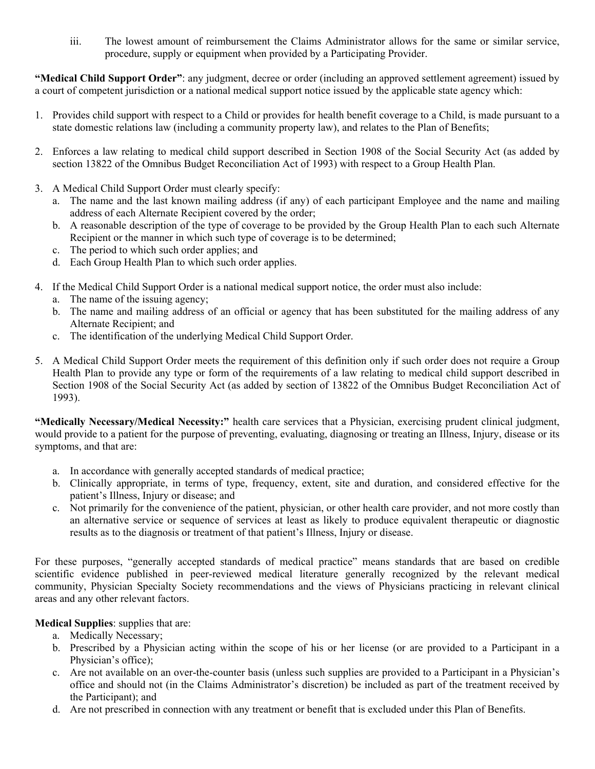iii. The lowest amount of reimbursement the Claims Administrator allows for the same or similar service, procedure, supply or equipment when provided by a Participating Provider.

**"Medical Child Support Order"**: any judgment, decree or order (including an approved settlement agreement) issued by a court of competent jurisdiction or a national medical support notice issued by the applicable state agency which:

1. Provides child support with respect to a Child or provides for health benefit coverage to a Child, is made pursuant to a state domestic relations law (including a community property law), and relates to the Plan of Benefits;

2. Enforces a law relating to medical child support described in Section 1908 of the Social Security Act (as added by section 13822 of the Omnibus Budget Reconciliation Act of 1993) with respect to a Group Health Plan.

3. A Medical Child Support Order must clearly specify:
   a. The name and the last known mailing address (if any) of each participant Employee and the name and mailing address of each Alternate Recipient covered by the order;
   b. A reasonable description of the type of coverage to be provided by the Group Health Plan to each such Alternate Recipient or the manner in which such type of coverage is to be determined;
   c. The period to which such order applies; and
   d. Each Group Health Plan to which such order applies.

4. If the Medical Child Support Order is a national medical support notice, the order must also include:
   a. The name of the issuing agency;
   b. The name and mailing address of an official or agency that has been substituted for the mailing address of any Alternate Recipient; and
   c. The identification of the underlying Medical Child Support Order.

5. A Medical Child Support Order meets the requirement of this definition only if such order does not require a Group Health Plan to provide any type or form of the requirements of a law relating to medical child support described in Section 1908 of the Social Security Act (as added by section of 13822 of the Omnibus Budget Reconciliation Act of 1993).

**"Medically Necessary/Medical Necessity:"** health care services that a Physician, exercising prudent clinical judgment, would provide to a patient for the purpose of preventing, evaluating, diagnosing or treating an Illness, Injury, disease or its symptoms, and that are:

a. In accordance with generally accepted standards of medical practice;
b. Clinically appropriate, in terms of type, frequency, extent, site and duration, and considered effective for the patient's Illness, Injury or disease; and
c. Not primarily for the convenience of the patient, physician, or other health care provider, and not more costly than an alternative service or sequence of services at least as likely to produce equivalent therapeutic or diagnostic results as to the diagnosis or treatment of that patient's Illness, Injury or disease.

For these purposes, "generally accepted standards of medical practice" means standards that are based on credible scientific evidence published in peer-reviewed medical literature generally recognized by the relevant medical community, Physician Specialty Society recommendations and the views of Physicians practicing in relevant clinical areas and any other relevant factors.

**Medical Supplies**: supplies that are:

a. Medically Necessary;
b. Prescribed by a Physician acting within the scope of his or her license (or are provided to a Participant in a Physician's office);
c. Are not available on an over-the-counter basis (unless such supplies are provided to a Participant in a Physician's office and should not (in the Claims Administrator's discretion) be included as part of the treatment received by the Participant); and
d. Are not prescribed in connection with any treatment or benefit that is excluded under this Plan of Benefits.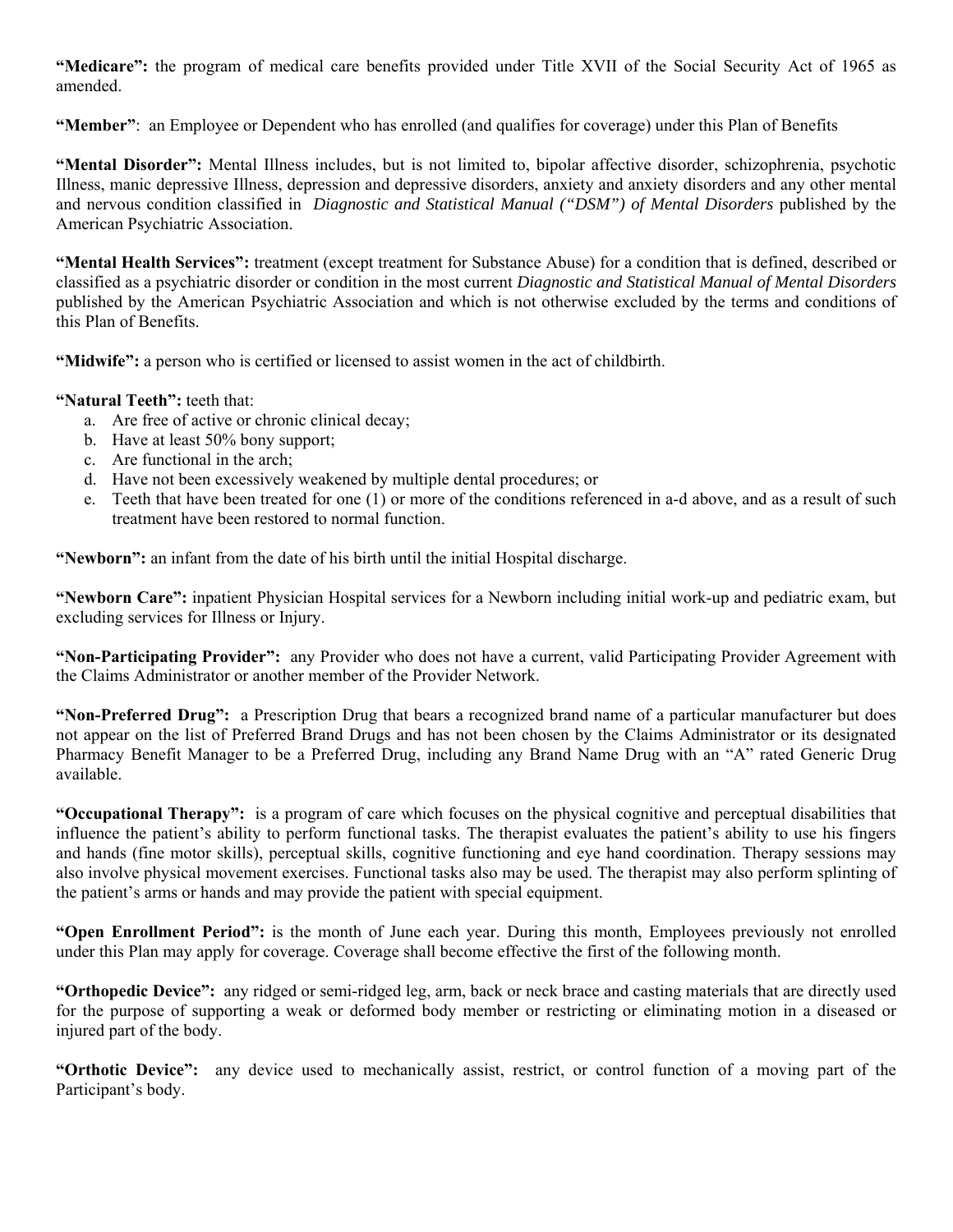**"Medicare":** the program of medical care benefits provided under Title XVII of the Social Security Act of 1965 as amended.

**"Member"**: an Employee or Dependent who has enrolled (and qualifies for coverage) under this Plan of Benefits

**"Mental Disorder":** Mental Illness includes, but is not limited to, bipolar affective disorder, schizophrenia, psychotic Illness, manic depressive Illness, depression and depressive disorders, anxiety and anxiety disorders and any other mental and nervous condition classified in *Diagnostic and Statistical Manual ("DSM") of Mental Disorders* published by the American Psychiatric Association.

**"Mental Health Services":** treatment (except treatment for Substance Abuse) for a condition that is defined, described or classified as a psychiatric disorder or condition in the most current *Diagnostic and Statistical Manual of Mental Disorders* published by the American Psychiatric Association and which is not otherwise excluded by the terms and conditions of this Plan of Benefits.

**"Midwife":** a person who is certified or licensed to assist women in the act of childbirth.

**"Natural Teeth":** teeth that:

a. Are free of active or chronic clinical decay;
b. Have at least 50% bony support;
c. Are functional in the arch;
d. Have not been excessively weakened by multiple dental procedures; or
e. Teeth that have been treated for one (1) or more of the conditions referenced in a-d above, and as a result of such treatment have been restored to normal function.

**"Newborn":** an infant from the date of his birth until the initial Hospital discharge.

**"Newborn Care":** inpatient Physician Hospital services for a Newborn including initial work-up and pediatric exam, but excluding services for Illness or Injury.

**"Non-Participating Provider":** any Provider who does not have a current, valid Participating Provider Agreement with the Claims Administrator or another member of the Provider Network.

**"Non-Preferred Drug":** a Prescription Drug that bears a recognized brand name of a particular manufacturer but does not appear on the list of Preferred Brand Drugs and has not been chosen by the Claims Administrator or its designated Pharmacy Benefit Manager to be a Preferred Drug, including any Brand Name Drug with an "A" rated Generic Drug available.

**"Occupational Therapy":** is a program of care which focuses on the physical cognitive and perceptual disabilities that influence the patient's ability to perform functional tasks. The therapist evaluates the patient's ability to use his fingers and hands (fine motor skills), perceptual skills, cognitive functioning and eye hand coordination. Therapy sessions may also involve physical movement exercises. Functional tasks also may be used. The therapist may also perform splinting of the patient's arms or hands and may provide the patient with special equipment.

**"Open Enrollment Period":** is the month of June each year. During this month, Employees previously not enrolled under this Plan may apply for coverage. Coverage shall become effective the first of the following month.

**"Orthopedic Device":** any ridged or semi-ridged leg, arm, back or neck brace and casting materials that are directly used for the purpose of supporting a weak or deformed body member or restricting or eliminating motion in a diseased or injured part of the body.

**"Orthotic Device":** any device used to mechanically assist, restrict, or control function of a moving part of the Participant's body.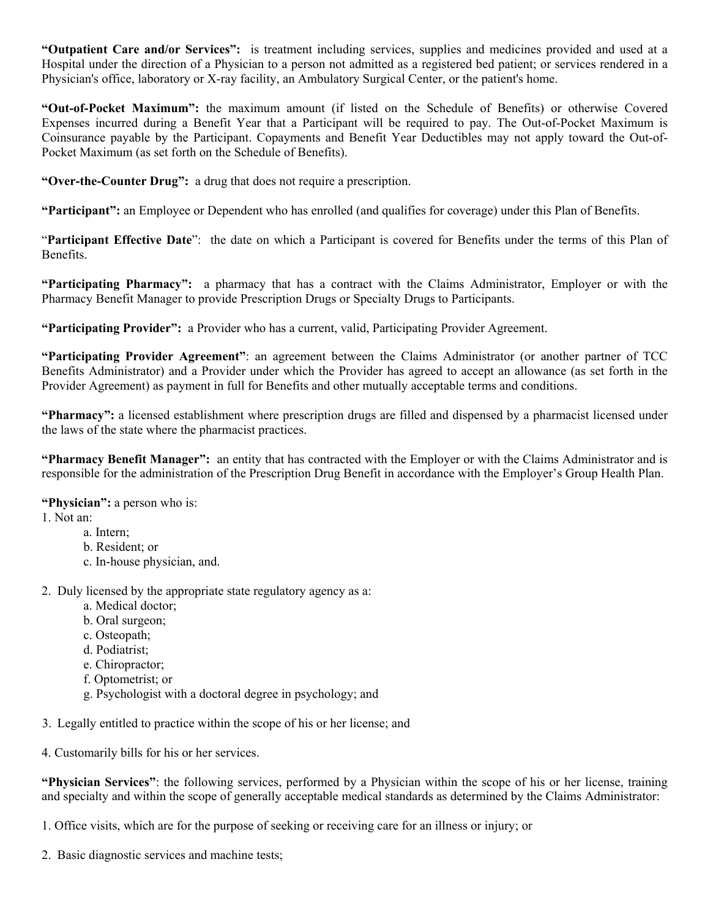**"Outpatient Care and/or Services":** is treatment including services, supplies and medicines provided and used at a Hospital under the direction of a Physician to a person not admitted as a registered bed patient; or services rendered in a Physician's office, laboratory or X-ray facility, an Ambulatory Surgical Center, or the patient's home.

**"Out-of-Pocket Maximum":** the maximum amount (if listed on the Schedule of Benefits) or otherwise Covered Expenses incurred during a Benefit Year that a Participant will be required to pay. The Out-of-Pocket Maximum is Coinsurance payable by the Participant. Copayments and Benefit Year Deductibles may not apply toward the Out-of-Pocket Maximum (as set forth on the Schedule of Benefits).

**"Over-the-Counter Drug":** a drug that does not require a prescription.

**"Participant":** an Employee or Dependent who has enrolled (and qualifies for coverage) under this Plan of Benefits.

"**Participant Effective Date**": the date on which a Participant is covered for Benefits under the terms of this Plan of Benefits.

**"Participating Pharmacy":** a pharmacy that has a contract with the Claims Administrator, Employer or with the Pharmacy Benefit Manager to provide Prescription Drugs or Specialty Drugs to Participants.

**"Participating Provider":** a Provider who has a current, valid, Participating Provider Agreement.

**"Participating Provider Agreement"**: an agreement between the Claims Administrator (or another partner of TCC Benefits Administrator) and a Provider under which the Provider has agreed to accept an allowance (as set forth in the Provider Agreement) as payment in full for Benefits and other mutually acceptable terms and conditions.

**"Pharmacy":** a licensed establishment where prescription drugs are filled and dispensed by a pharmacist licensed under the laws of the state where the pharmacist practices.

**"Pharmacy Benefit Manager":** an entity that has contracted with the Employer or with the Claims Administrator and is responsible for the administration of the Prescription Drug Benefit in accordance with the Employer's Group Health Plan.

**"Physician":** a person who is:

1. Not an:
   a. Intern;
   b. Resident; or
   c. In-house physician, and.

2. Duly licensed by the appropriate state regulatory agency as a:
   a. Medical doctor;
   b. Oral surgeon;
   c. Osteopath;
   d. Podiatrist;
   e. Chiropractor;
   f. Optometrist; or
   g. Psychologist with a doctoral degree in psychology; and

3. Legally entitled to practice within the scope of his or her license; and

4. Customarily bills for his or her services.

**"Physician Services"**: the following services, performed by a Physician within the scope of his or her license, training and specialty and within the scope of generally acceptable medical standards as determined by the Claims Administrator:

1. Office visits, which are for the purpose of seeking or receiving care for an illness or injury; or

2. Basic diagnostic services and machine tests;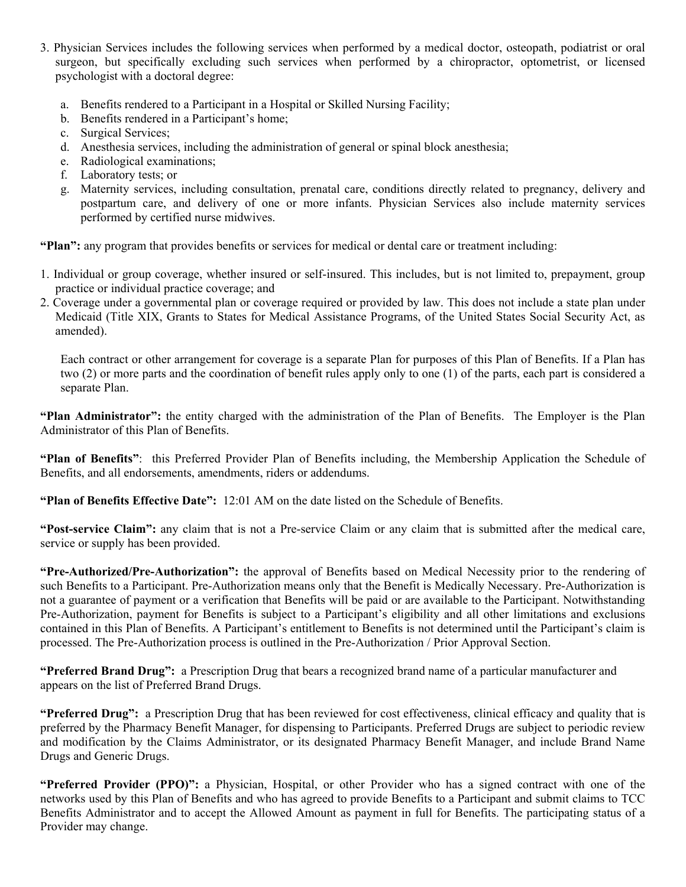3. Physician Services includes the following services when performed by a medical doctor, osteopath, podiatrist or oral surgeon, but specifically excluding such services when performed by a chiropractor, optometrist, or licensed psychologist with a doctoral degree:

   a. Benefits rendered to a Participant in a Hospital or Skilled Nursing Facility;
   b. Benefits rendered in a Participant's home;
   c. Surgical Services;
   d. Anesthesia services, including the administration of general or spinal block anesthesia;
   e. Radiological examinations;
   f. Laboratory tests; or
   g. Maternity services, including consultation, prenatal care, conditions directly related to pregnancy, delivery and postpartum care, and delivery of one or more infants. Physician Services also include maternity services performed by certified nurse midwives.

**"Plan":** any program that provides benefits or services for medical or dental care or treatment including:

1. Individual or group coverage, whether insured or self-insured. This includes, but is not limited to, prepayment, group practice or individual practice coverage; and
2. Coverage under a governmental plan or coverage required or provided by law. This does not include a state plan under Medicaid (Title XIX, Grants to States for Medical Assistance Programs, of the United States Social Security Act, as amended).

   Each contract or other arrangement for coverage is a separate Plan for purposes of this Plan of Benefits. If a Plan has two (2) or more parts and the coordination of benefit rules apply only to one (1) of the parts, each part is considered a separate Plan.

**"Plan Administrator":** the entity charged with the administration of the Plan of Benefits. The Employer is the Plan Administrator of this Plan of Benefits.

**"Plan of Benefits"**: this Preferred Provider Plan of Benefits including, the Membership Application the Schedule of Benefits, and all endorsements, amendments, riders or addendums.

**"Plan of Benefits Effective Date":** 12:01 AM on the date listed on the Schedule of Benefits.

**"Post-service Claim":** any claim that is not a Pre-service Claim or any claim that is submitted after the medical care, service or supply has been provided.

**"Pre-Authorized/Pre-Authorization":** the approval of Benefits based on Medical Necessity prior to the rendering of such Benefits to a Participant. Pre-Authorization means only that the Benefit is Medically Necessary. Pre-Authorization is not a guarantee of payment or a verification that Benefits will be paid or are available to the Participant. Notwithstanding Pre-Authorization, payment for Benefits is subject to a Participant's eligibility and all other limitations and exclusions contained in this Plan of Benefits. A Participant's entitlement to Benefits is not determined until the Participant's claim is processed. The Pre-Authorization process is outlined in the Pre-Authorization / Prior Approval Section.

**"Preferred Brand Drug":** a Prescription Drug that bears a recognized brand name of a particular manufacturer and appears on the list of Preferred Brand Drugs.

**"Preferred Drug":** a Prescription Drug that has been reviewed for cost effectiveness, clinical efficacy and quality that is preferred by the Pharmacy Benefit Manager, for dispensing to Participants. Preferred Drugs are subject to periodic review and modification by the Claims Administrator, or its designated Pharmacy Benefit Manager, and include Brand Name Drugs and Generic Drugs.

**"Preferred Provider (PPO)":** a Physician, Hospital, or other Provider who has a signed contract with one of the networks used by this Plan of Benefits and who has agreed to provide Benefits to a Participant and submit claims to TCC Benefits Administrator and to accept the Allowed Amount as payment in full for Benefits. The participating status of a Provider may change.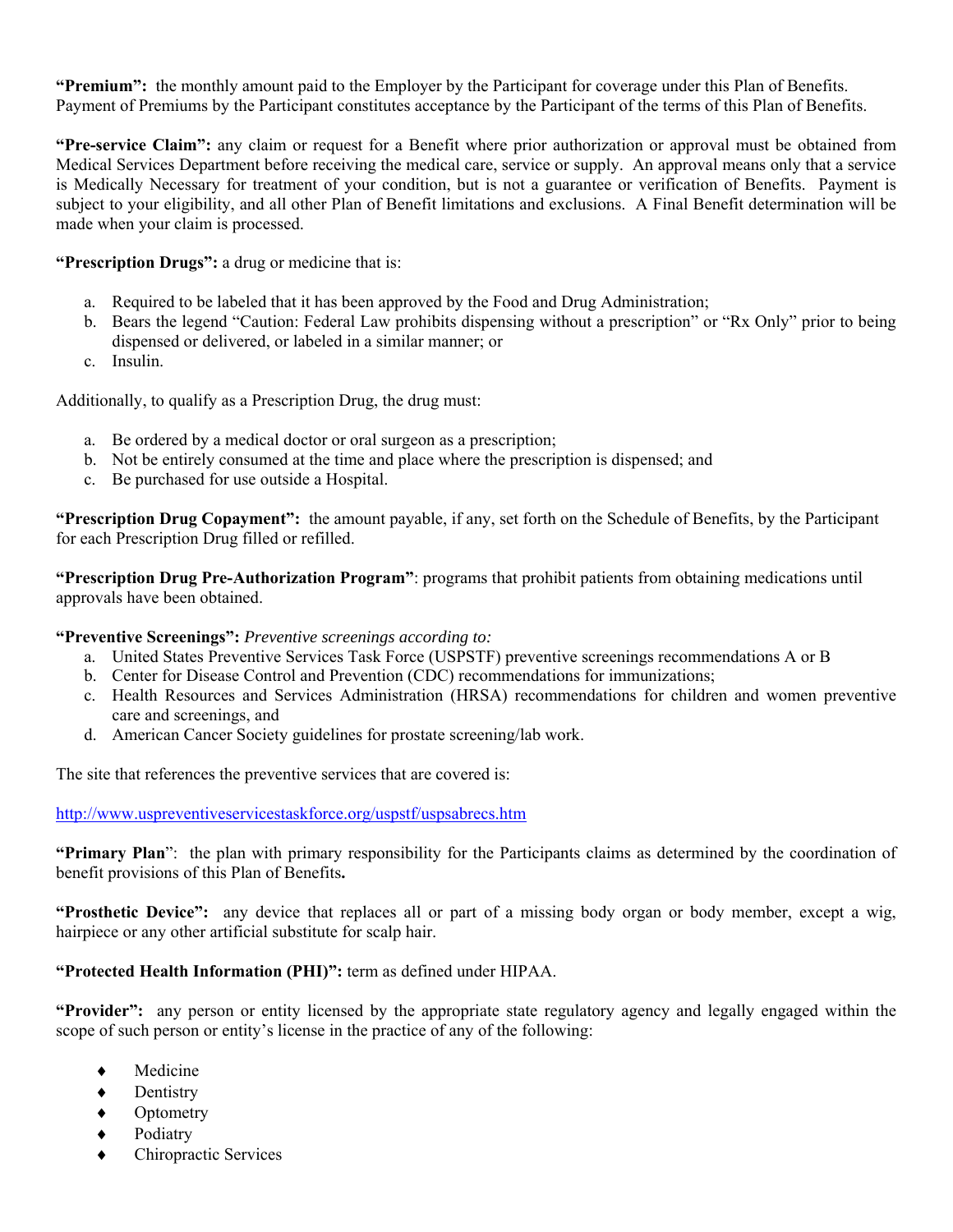**"Premium":** the monthly amount paid to the Employer by the Participant for coverage under this Plan of Benefits. Payment of Premiums by the Participant constitutes acceptance by the Participant of the terms of this Plan of Benefits.

**"Pre-service Claim":** any claim or request for a Benefit where prior authorization or approval must be obtained from Medical Services Department before receiving the medical care, service or supply. An approval means only that a service is Medically Necessary for treatment of your condition, but is not a guarantee or verification of Benefits. Payment is subject to your eligibility, and all other Plan of Benefit limitations and exclusions. A Final Benefit determination will be made when your claim is processed.

**"Prescription Drugs":** a drug or medicine that is:

a. Required to be labeled that it has been approved by the Food and Drug Administration;
b. Bears the legend "Caution: Federal Law prohibits dispensing without a prescription" or "Rx Only" prior to being dispensed or delivered, or labeled in a similar manner; or
c. Insulin.

Additionally, to qualify as a Prescription Drug, the drug must:

a. Be ordered by a medical doctor or oral surgeon as a prescription;
b. Not be entirely consumed at the time and place where the prescription is dispensed; and
c. Be purchased for use outside a Hospital.

**"Prescription Drug Copayment":** the amount payable, if any, set forth on the Schedule of Benefits, by the Participant for each Prescription Drug filled or refilled.

**"Prescription Drug Pre-Authorization Program"**: programs that prohibit patients from obtaining medications until approvals have been obtained.

**"Preventive Screenings":** *Preventive screenings according to:*

a. United States Preventive Services Task Force (USPSTF) preventive screenings recommendations A or B
b. Center for Disease Control and Prevention (CDC) recommendations for immunizations;
c. Health Resources and Services Administration (HRSA) recommendations for children and women preventive care and screenings, and
d. American Cancer Society guidelines for prostate screening/lab work.

The site that references the preventive services that are covered is:

http://www.uspreventiveservicestaskforce.org/uspstf/uspsabrecs.htm

**"Primary Plan"**: the plan with primary responsibility for the Participants claims as determined by the coordination of benefit provisions of this Plan of Benefits**.**

**"Prosthetic Device":** any device that replaces all or part of a missing body organ or body member, except a wig, hairpiece or any other artificial substitute for scalp hair.

**"Protected Health Information (PHI)":** term as defined under HIPAA.

**"Provider":** any person or entity licensed by the appropriate state regulatory agency and legally engaged within the scope of such person or entity's license in the practice of any of the following:

- Medicine
- Dentistry
- Optometry
- Podiatry
- Chiropractic Services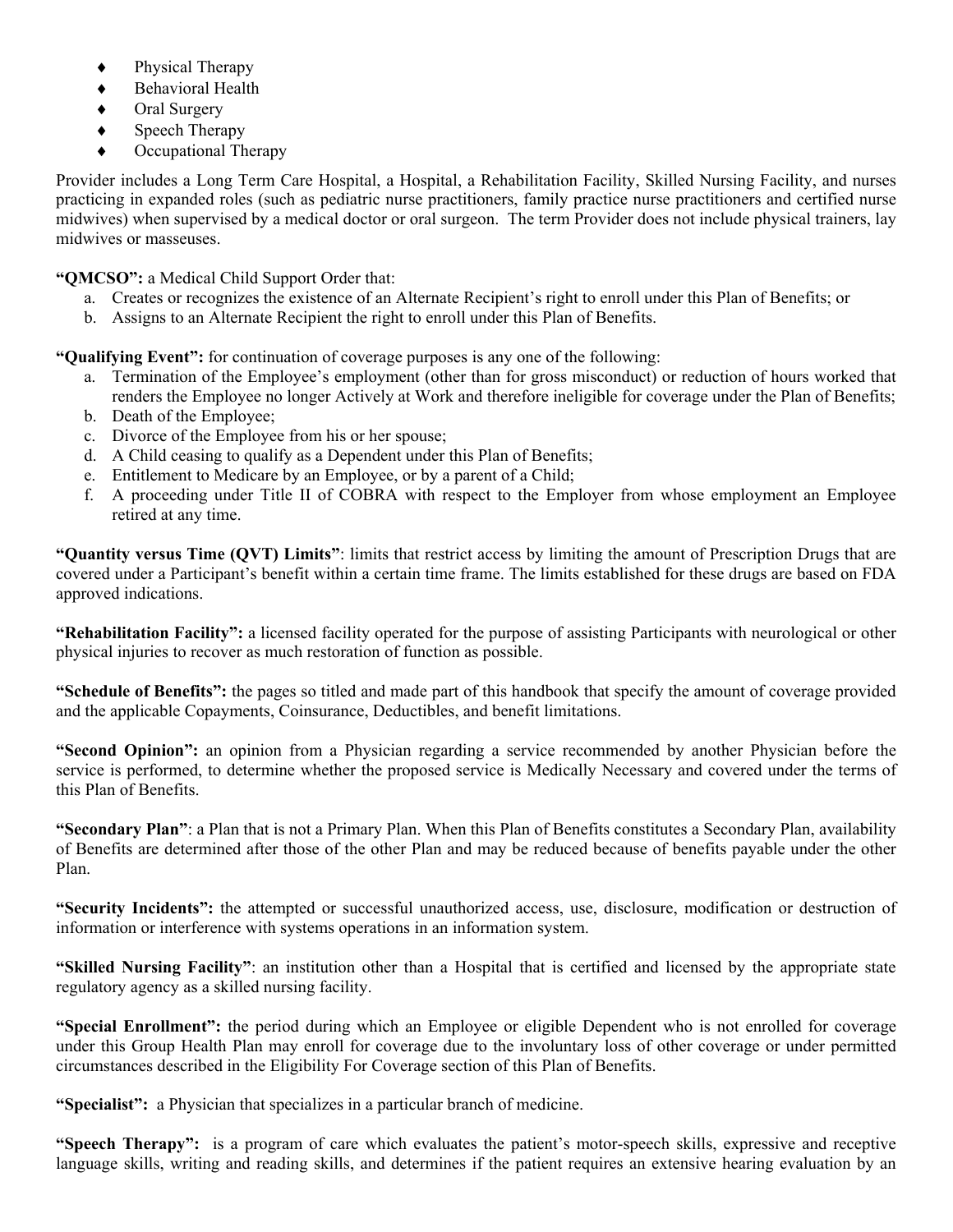- Physical Therapy
- Behavioral Health
- Oral Surgery
- Speech Therapy
- Occupational Therapy

Provider includes a Long Term Care Hospital, a Hospital, a Rehabilitation Facility, Skilled Nursing Facility, and nurses practicing in expanded roles (such as pediatric nurse practitioners, family practice nurse practitioners and certified nurse midwives) when supervised by a medical doctor or oral surgeon. The term Provider does not include physical trainers, lay midwives or masseuses.

**"QMCSO":** a Medical Child Support Order that:

a. Creates or recognizes the existence of an Alternate Recipient's right to enroll under this Plan of Benefits; or
b. Assigns to an Alternate Recipient the right to enroll under this Plan of Benefits.

**"Qualifying Event":** for continuation of coverage purposes is any one of the following:

a. Termination of the Employee's employment (other than for gross misconduct) or reduction of hours worked that renders the Employee no longer Actively at Work and therefore ineligible for coverage under the Plan of Benefits;
b. Death of the Employee;
c. Divorce of the Employee from his or her spouse;
d. A Child ceasing to qualify as a Dependent under this Plan of Benefits;
e. Entitlement to Medicare by an Employee, or by a parent of a Child;
f. A proceeding under Title II of COBRA with respect to the Employer from whose employment an Employee retired at any time.

**"Quantity versus Time (QVT) Limits"**: limits that restrict access by limiting the amount of Prescription Drugs that are covered under a Participant's benefit within a certain time frame. The limits established for these drugs are based on FDA approved indications.

**"Rehabilitation Facility":** a licensed facility operated for the purpose of assisting Participants with neurological or other physical injuries to recover as much restoration of function as possible.

**"Schedule of Benefits":** the pages so titled and made part of this handbook that specify the amount of coverage provided and the applicable Copayments, Coinsurance, Deductibles, and benefit limitations.

**"Second Opinion":** an opinion from a Physician regarding a service recommended by another Physician before the service is performed, to determine whether the proposed service is Medically Necessary and covered under the terms of this Plan of Benefits.

**"Secondary Plan"**: a Plan that is not a Primary Plan. When this Plan of Benefits constitutes a Secondary Plan, availability of Benefits are determined after those of the other Plan and may be reduced because of benefits payable under the other Plan.

**"Security Incidents":** the attempted or successful unauthorized access, use, disclosure, modification or destruction of information or interference with systems operations in an information system.

**"Skilled Nursing Facility"**: an institution other than a Hospital that is certified and licensed by the appropriate state regulatory agency as a skilled nursing facility.

**"Special Enrollment":** the period during which an Employee or eligible Dependent who is not enrolled for coverage under this Group Health Plan may enroll for coverage due to the involuntary loss of other coverage or under permitted circumstances described in the Eligibility For Coverage section of this Plan of Benefits.

**"Specialist":** a Physician that specializes in a particular branch of medicine.

**"Speech Therapy":** is a program of care which evaluates the patient's motor-speech skills, expressive and receptive language skills, writing and reading skills, and determines if the patient requires an extensive hearing evaluation by an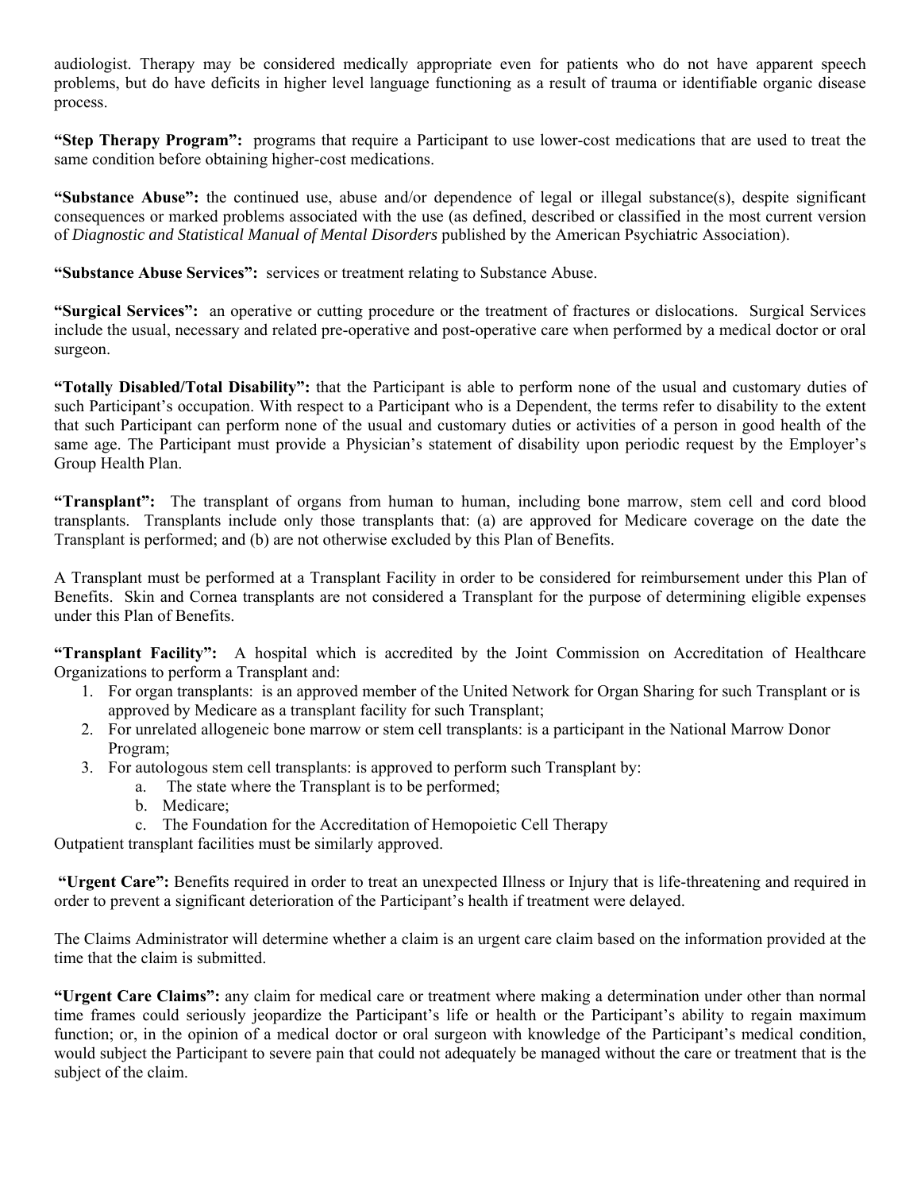audiologist. Therapy may be considered medically appropriate even for patients who do not have apparent speech problems, but do have deficits in higher level language functioning as a result of trauma or identifiable organic disease process.

**"Step Therapy Program":** programs that require a Participant to use lower-cost medications that are used to treat the same condition before obtaining higher-cost medications.

**"Substance Abuse":** the continued use, abuse and/or dependence of legal or illegal substance(s), despite significant consequences or marked problems associated with the use (as defined, described or classified in the most current version of *Diagnostic and Statistical Manual of Mental Disorders* published by the American Psychiatric Association).

**"Substance Abuse Services":** services or treatment relating to Substance Abuse.

**"Surgical Services":** an operative or cutting procedure or the treatment of fractures or dislocations. Surgical Services include the usual, necessary and related pre-operative and post-operative care when performed by a medical doctor or oral surgeon.

**"Totally Disabled/Total Disability":** that the Participant is able to perform none of the usual and customary duties of such Participant's occupation. With respect to a Participant who is a Dependent, the terms refer to disability to the extent that such Participant can perform none of the usual and customary duties or activities of a person in good health of the same age. The Participant must provide a Physician's statement of disability upon periodic request by the Employer's Group Health Plan.

**"Transplant":** The transplant of organs from human to human, including bone marrow, stem cell and cord blood transplants. Transplants include only those transplants that: (a) are approved for Medicare coverage on the date the Transplant is performed; and (b) are not otherwise excluded by this Plan of Benefits.

A Transplant must be performed at a Transplant Facility in order to be considered for reimbursement under this Plan of Benefits. Skin and Cornea transplants are not considered a Transplant for the purpose of determining eligible expenses under this Plan of Benefits.

**"Transplant Facility":** A hospital which is accredited by the Joint Commission on Accreditation of Healthcare Organizations to perform a Transplant and:

1. For organ transplants: is an approved member of the United Network for Organ Sharing for such Transplant or is approved by Medicare as a transplant facility for such Transplant;
2. For unrelated allogeneic bone marrow or stem cell transplants: is a participant in the National Marrow Donor Program;
3. For autologous stem cell transplants: is approved to perform such Transplant by:
    a. The state where the Transplant is to be performed;
    b. Medicare;
    c. The Foundation for the Accreditation of Hemopoietic Cell Therapy

Outpatient transplant facilities must be similarly approved.

**"Urgent Care":** Benefits required in order to treat an unexpected Illness or Injury that is life-threatening and required in order to prevent a significant deterioration of the Participant's health if treatment were delayed.

The Claims Administrator will determine whether a claim is an urgent care claim based on the information provided at the time that the claim is submitted.

**"Urgent Care Claims":** any claim for medical care or treatment where making a determination under other than normal time frames could seriously jeopardize the Participant's life or health or the Participant's ability to regain maximum function; or, in the opinion of a medical doctor or oral surgeon with knowledge of the Participant's medical condition, would subject the Participant to severe pain that could not adequately be managed without the care or treatment that is the subject of the claim.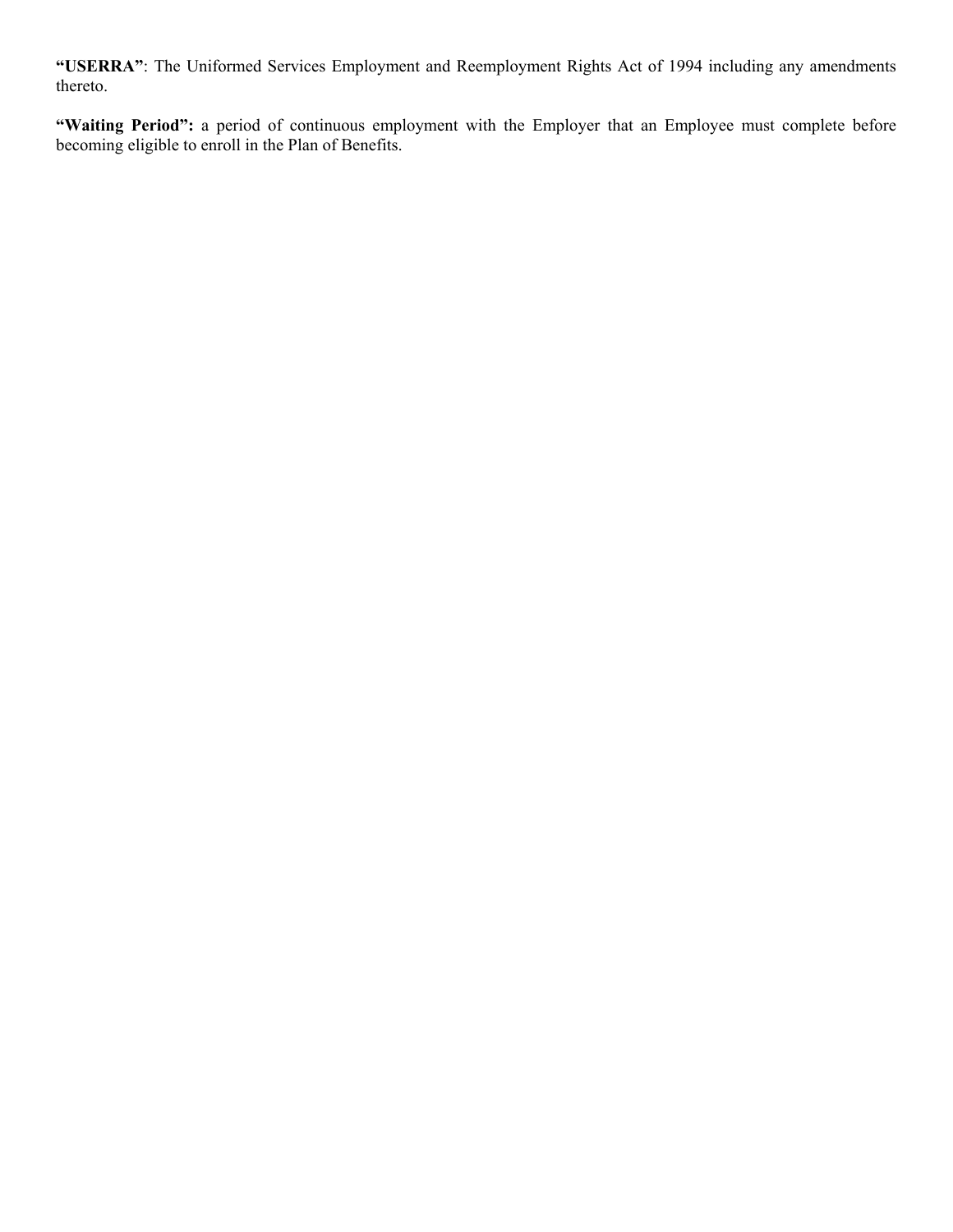**"USERRA"**: The Uniformed Services Employment and Reemployment Rights Act of 1994 including any amendments thereto.

**"Waiting Period":** a period of continuous employment with the Employer that an Employee must complete before becoming eligible to enroll in the Plan of Benefits.